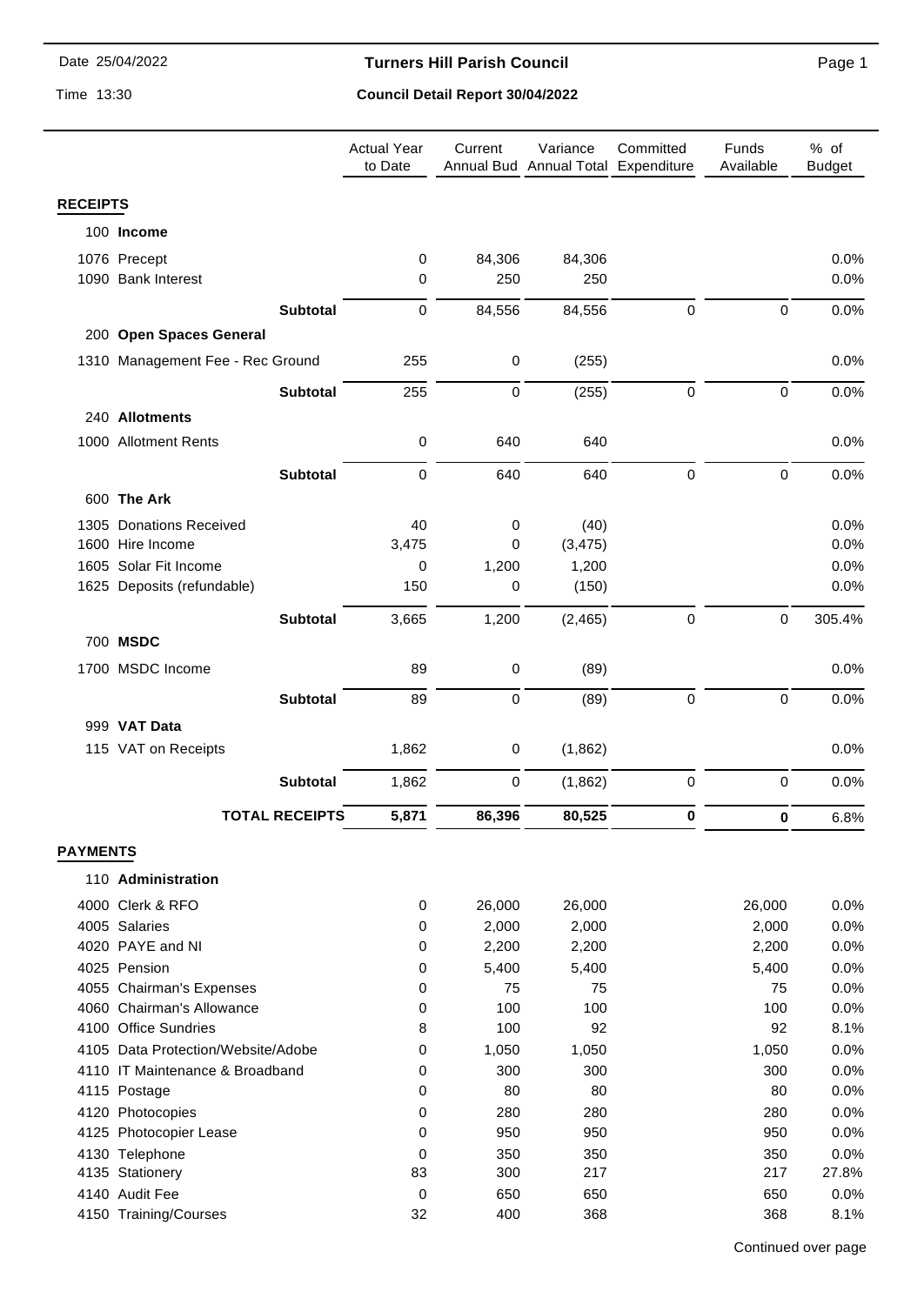Date 25/04/2022

Time 13:30

**Turners Hill Parish Council**

**Council Detail Report 30/04/2022**

| | | Actual Year to Date | Current Annual Bud | Variance Annual Total | Committed Expenditure | Funds Available | % of Budget |
|---|---|---|---|---|---|---|---|
| **RECEIPTS** | | | | | | | |
| 100 | **Income** | | | | | | |
| 1076 | Precept | 0 | 84,306 | 84,306 | | | 0.0% |
| 1090 | Bank Interest | 0 | 250 | 250 | | | 0.0% |
| | **Subtotal** | 0 | 84,556 | 84,556 | 0 | 0 | 0.0% |
| 200 | **Open Spaces General** | | | | | | |
| 1310 | Management Fee - Rec Ground | 255 | 0 | (255) | | | 0.0% |
| | **Subtotal** | 255 | 0 | (255) | 0 | 0 | 0.0% |
| 240 | **Allotments** | | | | | | |
| 1000 | Allotment Rents | 0 | 640 | 640 | | | 0.0% |
| | **Subtotal** | 0 | 640 | 640 | 0 | 0 | 0.0% |
| 600 | **The Ark** | | | | | | |
| 1305 | Donations Received | 40 | 0 | (40) | | | 0.0% |
| 1600 | Hire Income | 3,475 | 0 | (3,475) | | | 0.0% |
| 1605 | Solar Fit Income | 0 | 1,200 | 1,200 | | | 0.0% |
| 1625 | Deposits (refundable) | 150 | 0 | (150) | | | 0.0% |
| | **Subtotal** | 3,665 | 1,200 | (2,465) | 0 | 0 | 305.4% |
| 700 | **MSDC** | | | | | | |
| 1700 | MSDC Income | 89 | 0 | (89) | | | 0.0% |
| | **Subtotal** | 89 | 0 | (89) | 0 | 0 | 0.0% |
| 999 | **VAT Data** | | | | | | |
| 115 | VAT on Receipts | 1,862 | 0 | (1,862) | | | 0.0% |
| | **Subtotal** | 1,862 | 0 | (1,862) | 0 | 0 | 0.0% |
| | **TOTAL RECEIPTS** | **5,871** | **86,396** | **80,525** | **0** | **0** | 6.8% |
| **PAYMENTS** | | | | | | | |
| 110 | **Administration** | | | | | | |
| 4000 | Clerk & RFO | 0 | 26,000 | 26,000 | | 26,000 | 0.0% |
| 4005 | Salaries | 0 | 2,000 | 2,000 | | 2,000 | 0.0% |
| 4020 | PAYE and NI | 0 | 2,200 | 2,200 | | 2,200 | 0.0% |
| 4025 | Pension | 0 | 5,400 | 5,400 | | 5,400 | 0.0% |
| 4055 | Chairman's Expenses | 0 | 75 | 75 | | 75 | 0.0% |
| 4060 | Chairman's Allowance | 0 | 100 | 100 | | 100 | 0.0% |
| 4100 | Office Sundries | 8 | 100 | 92 | | 92 | 8.1% |
| 4105 | Data Protection/Website/Adobe | 0 | 1,050 | 1,050 | | 1,050 | 0.0% |
| 4110 | IT Maintenance & Broadband | 0 | 300 | 300 | | 300 | 0.0% |
| 4115 | Postage | 0 | 80 | 80 | | 80 | 0.0% |
| 4120 | Photocopies | 0 | 280 | 280 | | 280 | 0.0% |
| 4125 | Photocopier Lease | 0 | 950 | 950 | | 950 | 0.0% |
| 4130 | Telephone | 0 | 350 | 350 | | 350 | 0.0% |
| 4135 | Stationery | 83 | 300 | 217 | | 217 | 27.8% |
| 4140 | Audit Fee | 0 | 650 | 650 | | 650 | 0.0% |
| 4150 | Training/Courses | 32 | 400 | 368 | | 368 | 8.1% |

Continued over page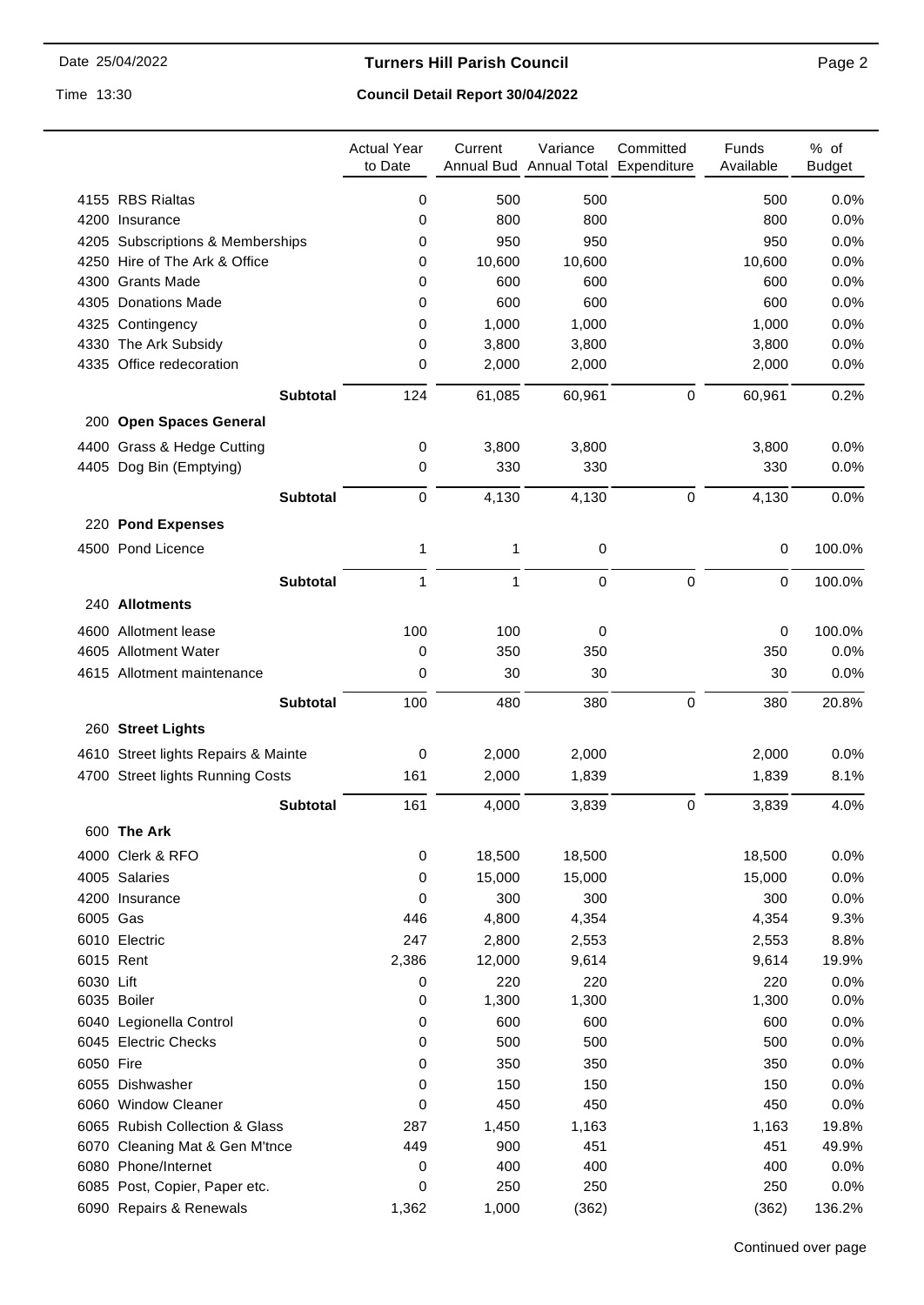## Turners Hill Parish Council

### Council Detail Report 30/04/2022

| | | Actual Year to Date | Current Annual Bud | Variance Annual Total | Committed Expenditure | Funds Available | % of Budget |
|---|---|---|---|---|---|---|---|
| 4155 | RBS Rialtas | 0 | 500 | 500 | | 500 | 0.0% |
| 4200 | Insurance | 0 | 800 | 800 | | 800 | 0.0% |
| 4205 | Subscriptions & Memberships | 0 | 950 | 950 | | 950 | 0.0% |
| 4250 | Hire of The Ark & Office | 0 | 10,600 | 10,600 | | 10,600 | 0.0% |
| 4300 | Grants Made | 0 | 600 | 600 | | 600 | 0.0% |
| 4305 | Donations Made | 0 | 600 | 600 | | 600 | 0.0% |
| 4325 | Contingency | 0 | 1,000 | 1,000 | | 1,000 | 0.0% |
| 4330 | The Ark Subsidy | 0 | 3,800 | 3,800 | | 3,800 | 0.0% |
| 4335 | Office redecoration | 0 | 2,000 | 2,000 | | 2,000 | 0.0% |
| | **Subtotal** | 124 | 61,085 | 60,961 | 0 | 60,961 | 0.2% |
| 200 | **Open Spaces General** | | | | | | |
| 4400 | Grass & Hedge Cutting | 0 | 3,800 | 3,800 | | 3,800 | 0.0% |
| 4405 | Dog Bin (Emptying) | 0 | 330 | 330 | | 330 | 0.0% |
| | **Subtotal** | 0 | 4,130 | 4,130 | 0 | 4,130 | 0.0% |
| 220 | **Pond Expenses** | | | | | | |
| 4500 | Pond Licence | 1 | 1 | 0 | | 0 | 100.0% |
| | **Subtotal** | 1 | 1 | 0 | 0 | 0 | 100.0% |
| 240 | **Allotments** | | | | | | |
| 4600 | Allotment lease | 100 | 100 | 0 | | 0 | 100.0% |
| 4605 | Allotment Water | 0 | 350 | 350 | | 350 | 0.0% |
| 4615 | Allotment maintenance | 0 | 30 | 30 | | 30 | 0.0% |
| | **Subtotal** | 100 | 480 | 380 | 0 | 380 | 20.8% |
| 260 | **Street Lights** | | | | | | |
| 4610 | Street lights Repairs & Mainte | 0 | 2,000 | 2,000 | | 2,000 | 0.0% |
| 4700 | Street lights Running Costs | 161 | 2,000 | 1,839 | | 1,839 | 8.1% |
| | **Subtotal** | 161 | 4,000 | 3,839 | 0 | 3,839 | 4.0% |
| 600 | **The Ark** | | | | | | |
| 4000 | Clerk & RFO | 0 | 18,500 | 18,500 | | 18,500 | 0.0% |
| 4005 | Salaries | 0 | 15,000 | 15,000 | | 15,000 | 0.0% |
| 4200 | Insurance | 0 | 300 | 300 | | 300 | 0.0% |
| 6005 | Gas | 446 | 4,800 | 4,354 | | 4,354 | 9.3% |
| 6010 | Electric | 247 | 2,800 | 2,553 | | 2,553 | 8.8% |
| 6015 | Rent | 2,386 | 12,000 | 9,614 | | 9,614 | 19.9% |
| 6030 | Lift | 0 | 220 | 220 | | 220 | 0.0% |
| 6035 | Boiler | 0 | 1,300 | 1,300 | | 1,300 | 0.0% |
| 6040 | Legionella Control | 0 | 600 | 600 | | 600 | 0.0% |
| 6045 | Electric Checks | 0 | 500 | 500 | | 500 | 0.0% |
| 6050 | Fire | 0 | 350 | 350 | | 350 | 0.0% |
| 6055 | Dishwasher | 0 | 150 | 150 | | 150 | 0.0% |
| 6060 | Window Cleaner | 0 | 450 | 450 | | 450 | 0.0% |
| 6065 | Rubish Collection & Glass | 287 | 1,450 | 1,163 | | 1,163 | 19.8% |
| 6070 | Cleaning Mat & Gen M'tnce | 449 | 900 | 451 | | 451 | 49.9% |
| 6080 | Phone/Internet | 0 | 400 | 400 | | 400 | 0.0% |
| 6085 | Post, Copier, Paper etc. | 0 | 250 | 250 | | 250 | 0.0% |
| 6090 | Repairs & Renewals | 1,362 | 1,000 | (362) | | (362) | 136.2% |

Continued over page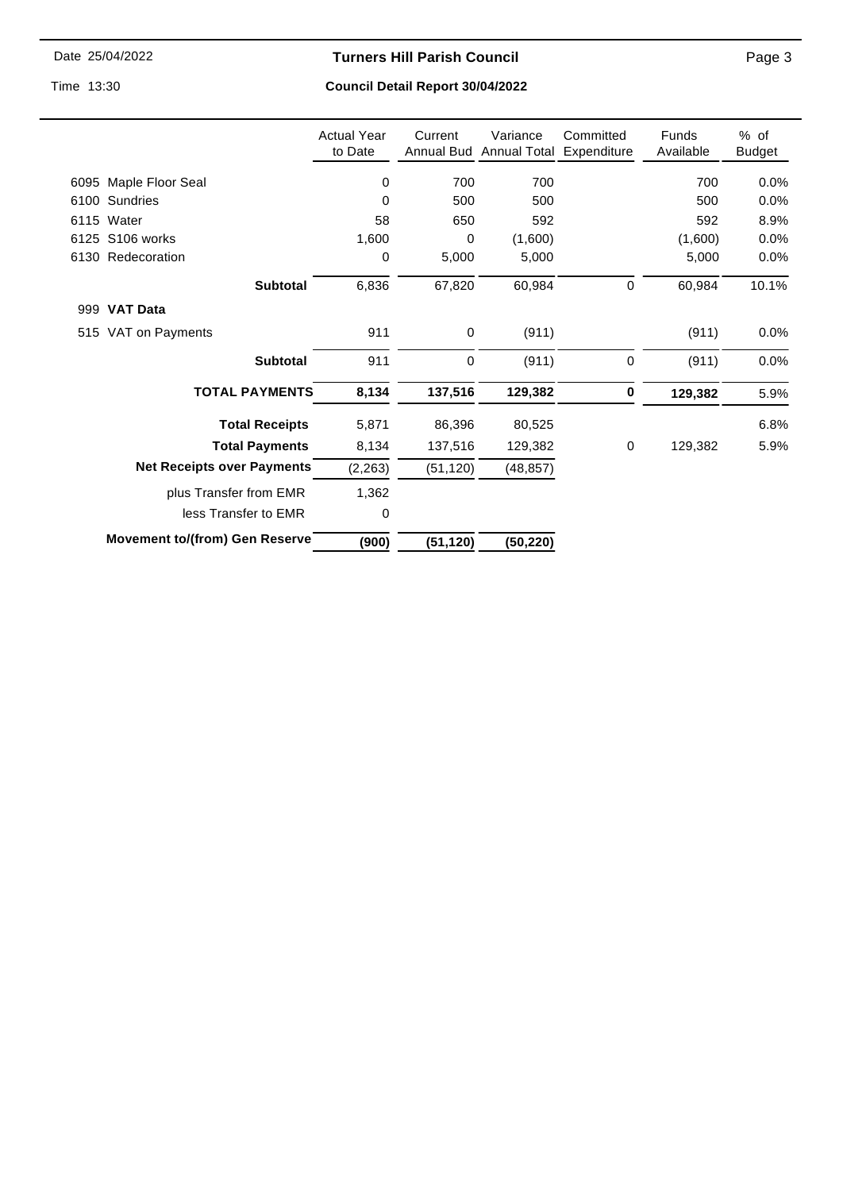## Turners Hill Parish Council

### Council Detail Report 30/04/2022

Date 25/04/2022

Time 13:30

| | Actual Year to Date | Current Annual Bud | Variance Annual Total | Committed Expenditure | Funds Available | % of Budget |
|---|---|---|---|---|---|---|
| 6095 Maple Floor Seal | 0 | 700 | 700 | | 700 | 0.0% |
| 6100 Sundries | 0 | 500 | 500 | | 500 | 0.0% |
| 6115 Water | 58 | 650 | 592 | | 592 | 8.9% |
| 6125 S106 works | 1,600 | 0 | (1,600) | | (1,600) | 0.0% |
| 6130 Redecoration | 0 | 5,000 | 5,000 | | 5,000 | 0.0% |
| **Subtotal** | 6,836 | 67,820 | 60,984 | 0 | 60,984 | 10.1% |
| 999 **VAT Data** | | | | | | |
| 515 VAT on Payments | 911 | 0 | (911) | | (911) | 0.0% |
| **Subtotal** | 911 | 0 | (911) | 0 | (911) | 0.0% |
| **TOTAL PAYMENTS** | **8,134** | **137,516** | **129,382** | **0** | **129,382** | 5.9% |
| **Total Receipts** | 5,871 | 86,396 | 80,525 | | | 6.8% |
| **Total Payments** | 8,134 | 137,516 | 129,382 | 0 | 129,382 | 5.9% |
| **Net Receipts over Payments** | (2,263) | (51,120) | (48,857) | | | |
| plus Transfer from EMR | 1,362 | | | | | |
| less Transfer to EMR | 0 | | | | | |
| **Movement to/(from) Gen Reserve** | **(900)** | **(51,120)** | **(50,220)** | | | |